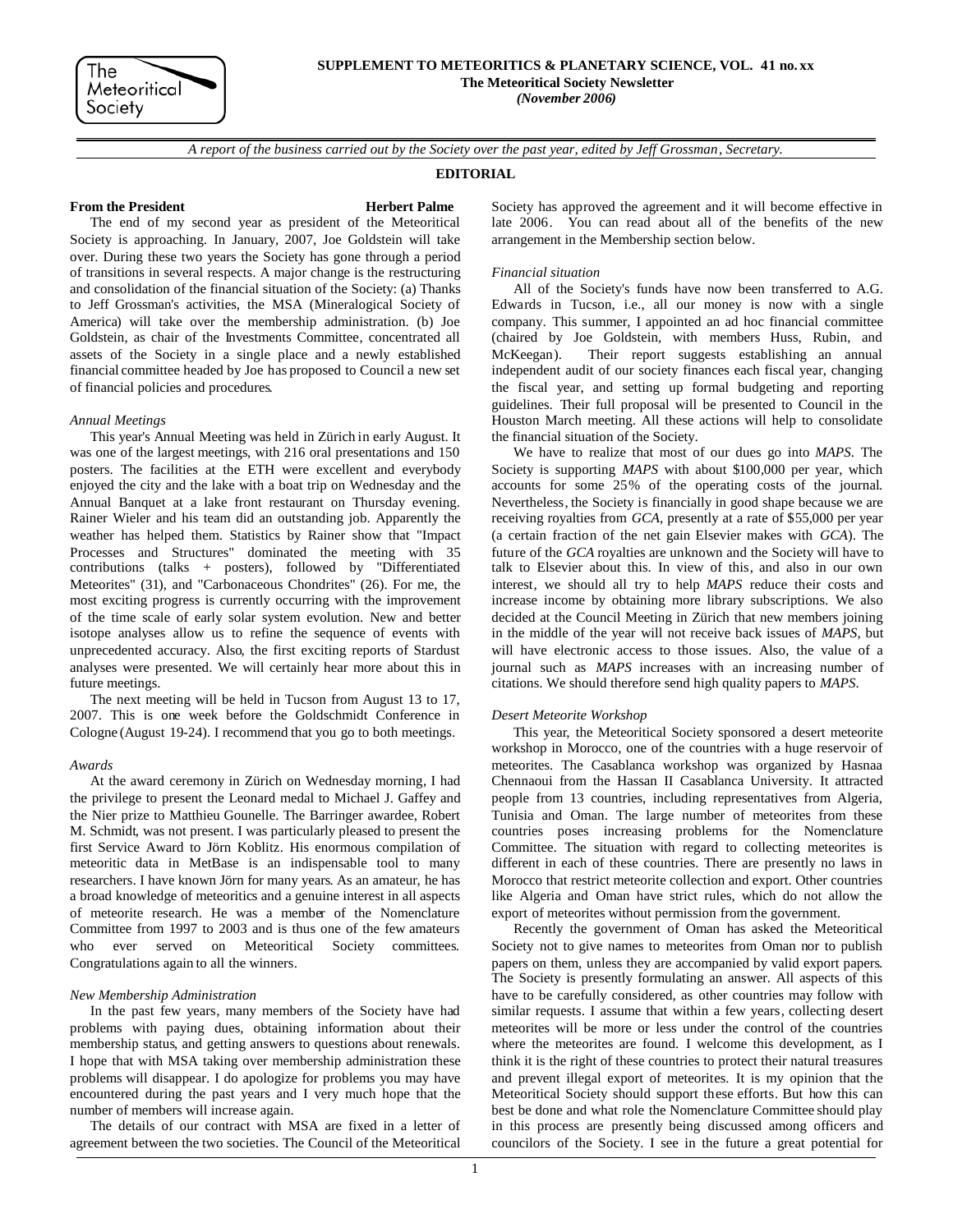The Meteoritical Society

**SUPPLEMENT TO METEORITICS & PLANETARY SCIENCE, VOL. 41 no. xx**
**The Meteoritical Society Newsletter**
***(November 2006)***

*A report of the business carried out by the Society over the past year, edited by Jeff Grossman, Secretary.*

## EDITORIAL

### From the President — Herbert Palme

The end of my second year as president of the Meteoritical Society is approaching. In January, 2007, Joe Goldstein will take over. During these two years the Society has gone through a period of transitions in several respects. A major change is the restructuring and consolidation of the financial situation of the Society: (a) Thanks to Jeff Grossman's activities, the MSA (Mineralogical Society of America) will take over the membership administration. (b) Joe Goldstein, as chair of the Investments Committee, concentrated all assets of the Society in a single place and a newly established financial committee headed by Joe has proposed to Council a new set of financial policies and procedures.

*Annual Meetings*

This year's Annual Meeting was held in Zürich in early August. It was one of the largest meetings, with 216 oral presentations and 150 posters. The facilities at the ETH were excellent and everybody enjoyed the city and the lake with a boat trip on Wednesday and the Annual Banquet at a lake front restaurant on Thursday evening. Rainer Wieler and his team did an outstanding job. Apparently the weather has helped them. Statistics by Rainer show that "Impact Processes and Structures" dominated the meeting with 35 contributions (talks + posters), followed by "Differentiated Meteorites" (31), and "Carbonaceous Chondrites" (26). For me, the most exciting progress is currently occurring with the improvement of the time scale of early solar system evolution. New and better isotope analyses allow us to refine the sequence of events with unprecedented accuracy. Also, the first exciting reports of Stardust analyses were presented. We will certainly hear more about this in future meetings.

The next meeting will be held in Tucson from August 13 to 17, 2007. This is one week before the Goldschmidt Conference in Cologne (August 19-24). I recommend that you go to both meetings.

*Awards*

At the award ceremony in Zürich on Wednesday morning, I had the privilege to present the Leonard medal to Michael J. Gaffey and the Nier prize to Matthieu Gounelle. The Barringer awardee, Robert M. Schmidt, was not present. I was particularly pleased to present the first Service Award to Jörn Koblitz. His enormous compilation of meteoritic data in MetBase is an indispensable tool to many researchers. I have known Jörn for many years. As an amateur, he has a broad knowledge of meteoritics and a genuine interest in all aspects of meteorite research. He was a member of the Nomenclature Committee from 1997 to 2003 and is thus one of the few amateurs who ever served on Meteoritical Society committees. Congratulations again to all the winners.

*New Membership Administration*

In the past few years, many members of the Society have had problems with paying dues, obtaining information about their membership status, and getting answers to questions about renewals. I hope that with MSA taking over membership administration these problems will disappear. I do apologize for problems you may have encountered during the past years and I very much hope that the number of members will increase again.

The details of our contract with MSA are fixed in a letter of agreement between the two societies. The Council of the Meteoritical Society has approved the agreement and it will become effective in late 2006. You can read about all of the benefits of the new arrangement in the Membership section below.

*Financial situation*

All of the Society's funds have now been transferred to A.G. Edwards in Tucson, i.e., all our money is now with a single company. This summer, I appointed an ad hoc financial committee (chaired by Joe Goldstein, with members Huss, Rubin, and McKeegan). Their report suggests establishing an annual independent audit of our society finances each fiscal year, changing the fiscal year, and setting up formal budgeting and reporting guidelines. Their full proposal will be presented to Council in the Houston March meeting. All these actions will help to consolidate the financial situation of the Society.

We have to realize that most of our dues go into *MAPS*. The Society is supporting *MAPS* with about $100,000 per year, which accounts for some 25% of the operating costs of the journal. Nevertheless, the Society is financially in good shape because we are receiving royalties from *GCA*, presently at a rate of $55,000 per year (a certain fraction of the net gain Elsevier makes with *GCA*). The future of the *GCA* royalties are unknown and the Society will have to talk to Elsevier about this. In view of this, and also in our own interest, we should all try to help *MAPS* reduce their costs and increase income by obtaining more library subscriptions. We also decided at the Council Meeting in Zürich that new members joining in the middle of the year will not receive back issues of *MAPS*, but will have electronic access to those issues. Also, the value of a journal such as *MAPS* increases with an increasing number of citations. We should therefore send high quality papers to *MAPS*.

*Desert Meteorite Workshop*

This year, the Meteoritical Society sponsored a desert meteorite workshop in Morocco, one of the countries with a huge reservoir of meteorites. The Casablanca workshop was organized by Hasnaa Chennaoui from the Hassan II Casablanca University. It attracted people from 13 countries, including representatives from Algeria, Tunisia and Oman. The large number of meteorites from these countries poses increasing problems for the Nomenclature Committee. The situation with regard to collecting meteorites is different in each of these countries. There are presently no laws in Morocco that restrict meteorite collection and export. Other countries like Algeria and Oman have strict rules, which do not allow the export of meteorites without permission from the government.

Recently the government of Oman has asked the Meteoritical Society not to give names to meteorites from Oman nor to publish papers on them, unless they are accompanied by valid export papers. The Society is presently formulating an answer. All aspects of this have to be carefully considered, as other countries may follow with similar requests. I assume that within a few years, collecting desert meteorites will be more or less under the control of the countries where the meteorites are found. I welcome this development, as I think it is the right of these countries to protect their natural treasures and prevent illegal export of meteorites. It is my opinion that the Meteoritical Society should support these efforts. But how this can best be done and what role the Nomenclature Committee should play in this process are presently being discussed among officers and councilors of the Society. I see in the future a great potential for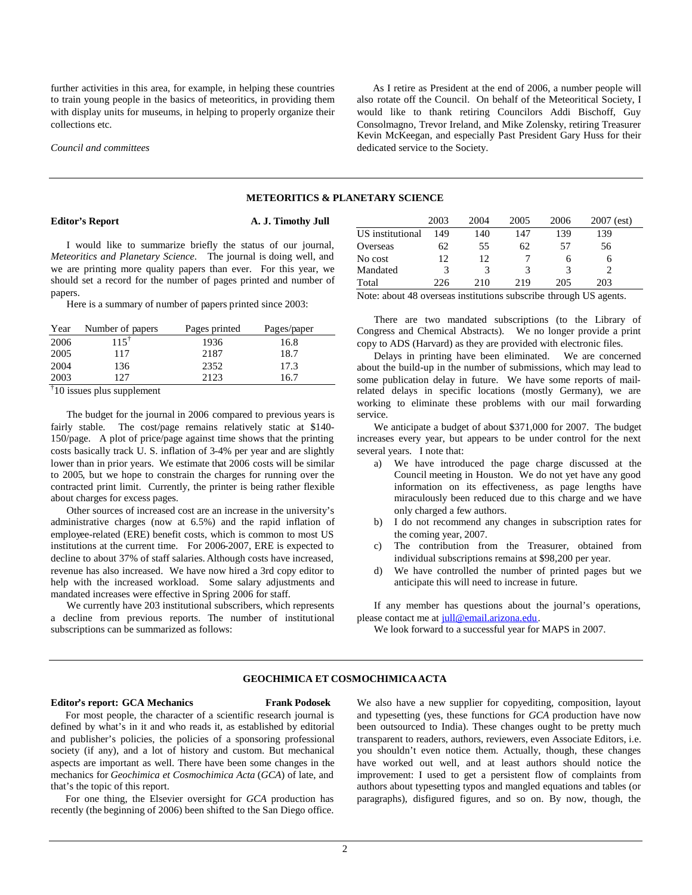further activities in this area, for example, in helping these countries to train young people in the basics of meteoritics, in providing them with display units for museums, in helping to properly organize their collections etc.

*Council and committees*

As I retire as President at the end of 2006, a number people will also rotate off the Council. On behalf of the Meteoritical Society, I would like to thank retiring Councilors Addi Bischoff, Guy Consolmagno, Trevor Ireland, and Mike Zolensky, retiring Treasurer Kevin McKeegan, and especially Past President Gary Huss for their dedicated service to the Society.

## METEORITICS & PLANETARY SCIENCE

### Editor's Report — A. J. Timothy Jull

I would like to summarize briefly the status of our journal, *Meteoritics and Planetary Science*. The journal is doing well, and we are printing more quality papers than ever. For this year, we should set a record for the number of pages printed and number of papers.

Here is a summary of number of papers printed since 2003:

| Year | Number of papers | Pages printed | Pages/paper |
|---|---|---|---|
| 2006 | 115† | 1936 | 16.8 |
| 2005 | 117 | 2187 | 18.7 |
| 2004 | 136 | 2352 | 17.3 |
| 2003 | 127 | 2123 | 16.7 |

†10 issues plus supplement

The budget for the journal in 2006 compared to previous years is fairly stable. The cost/page remains relatively static at $140-150/page. A plot of price/page against time shows that the printing costs basically track U. S. inflation of 3-4% per year and are slightly lower than in prior years. We estimate that 2006 costs will be similar to 2005, but we hope to constrain the charges for running over the contracted print limit. Currently, the printer is being rather flexible about charges for excess pages.

Other sources of increased cost are an increase in the university's administrative charges (now at 6.5%) and the rapid inflation of employee-related (ERE) benefit costs, which is common to most US institutions at the current time. For 2006-2007, ERE is expected to decline to about 37% of staff salaries. Although costs have increased, revenue has also increased. We have now hired a 3rd copy editor to help with the increased workload. Some salary adjustments and mandated increases were effective in Spring 2006 for staff.

We currently have 203 institutional subscribers, which represents a decline from previous reports. The number of institutional subscriptions can be summarized as follows:

| | 2003 | 2004 | 2005 | 2006 | 2007 (est) |
|---|---|---|---|---|---|
| US institutional | 149 | 140 | 147 | 139 | 139 |
| Overseas | 62 | 55 | 62 | 57 | 56 |
| No cost | 12 | 12 | 7 | 6 | 6 |
| Mandated | 3 | 3 | 3 | 3 | 2 |
| Total | 226 | 210 | 219 | 205 | 203 |

Note: about 48 overseas institutions subscribe through US agents.

There are two mandated subscriptions (to the Library of Congress and Chemical Abstracts). We no longer provide a print copy to ADS (Harvard) as they are provided with electronic files.

Delays in printing have been eliminated. We are concerned about the build-up in the number of submissions, which may lead to some publication delay in future. We have some reports of mail-related delays in specific locations (mostly Germany), we are working to eliminate these problems with our mail forwarding service.

We anticipate a budget of about $371,000 for 2007. The budget increases every year, but appears to be under control for the next several years. I note that:

a) We have introduced the page charge discussed at the Council meeting in Houston. We do not yet have any good information on its effectiveness, as page lengths have miraculously been reduced due to this charge and we have only charged a few authors.
b) I do not recommend any changes in subscription rates for the coming year, 2007.
c) The contribution from the Treasurer, obtained from individual subscriptions remains at $98,200 per year.
d) We have controlled the number of printed pages but we anticipate this will need to increase in future.

If any member has questions about the journal's operations, please contact me at jull@email.arizona.edu.

We look forward to a successful year for MAPS in 2007.

## GEOCHIMICA ET COSMOCHIMICA ACTA

### Editor's report: GCA Mechanics — Frank Podosek

For most people, the character of a scientific research journal is defined by what's in it and who reads it, as established by editorial and publisher's policies, the policies of a sponsoring professional society (if any), and a lot of history and custom. But mechanical aspects are important as well. There have been some changes in the mechanics for *Geochimica et Cosmochimica Acta* (*GCA*) of late, and that's the topic of this report.

For one thing, the Elsevier oversight for *GCA* production has recently (the beginning of 2006) been shifted to the San Diego office. We also have a new supplier for copyediting, composition, layout and typesetting (yes, these functions for *GCA* production have now been outsourced to India). These changes ought to be pretty much transparent to readers, authors, reviewers, even Associate Editors, i.e. you shouldn't even notice them. Actually, though, these changes have worked out well, and at least authors should notice the improvement: I used to get a persistent flow of complaints from authors about typesetting typos and mangled equations and tables (or paragraphs), disfigured figures, and so on. By now, though, the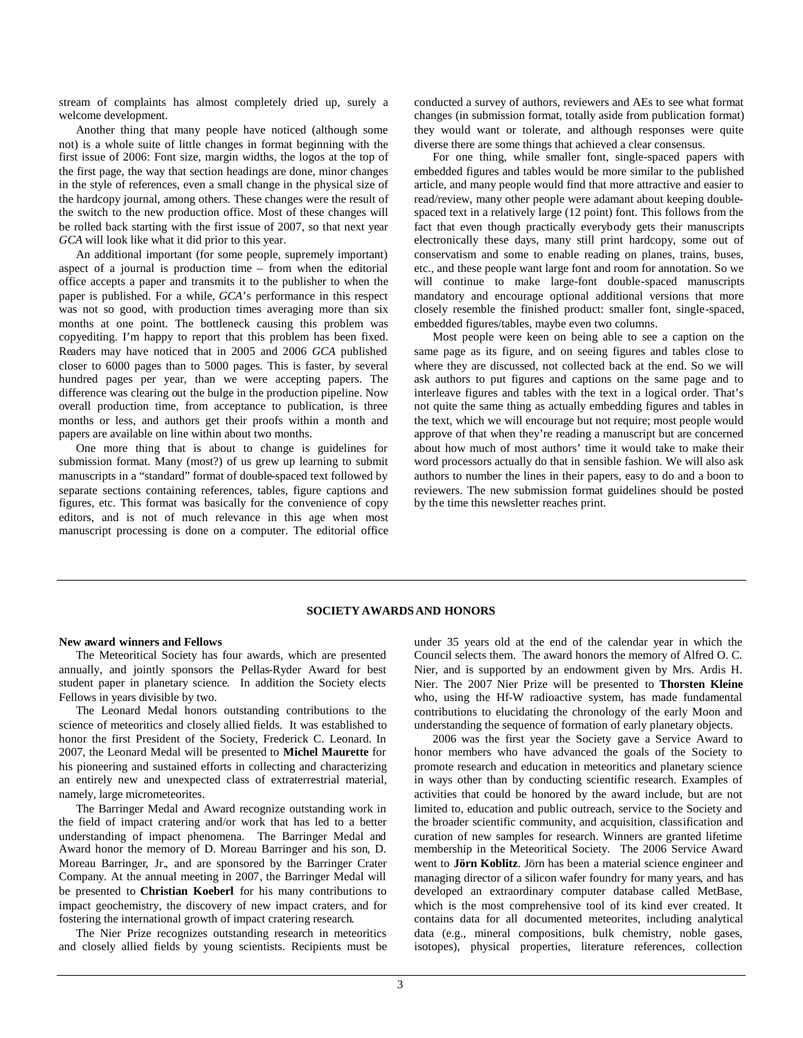stream of complaints has almost completely dried up, surely a welcome development.

Another thing that many people have noticed (although some not) is a whole suite of little changes in format beginning with the first issue of 2006: Font size, margin widths, the logos at the top of the first page, the way that section headings are done, minor changes in the style of references, even a small change in the physical size of the hardcopy journal, among others. These changes were the result of the switch to the new production office. Most of these changes will be rolled back starting with the first issue of 2007, so that next year *GCA* will look like what it did prior to this year.

An additional important (for some people, supremely important) aspect of a journal is production time – from when the editorial office accepts a paper and transmits it to the publisher to when the paper is published. For a while, *GCA*'s performance in this respect was not so good, with production times averaging more than six months at one point. The bottleneck causing this problem was copyediting. I'm happy to report that this problem has been fixed. Readers may have noticed that in 2005 and 2006 *GCA* published closer to 6000 pages than to 5000 pages. This is faster, by several hundred pages per year, than we were accepting papers. The difference was clearing out the bulge in the production pipeline. Now overall production time, from acceptance to publication, is three months or less, and authors get their proofs within a month and papers are available on line within about two months.

One more thing that is about to change is guidelines for submission format. Many (most?) of us grew up learning to submit manuscripts in a "standard" format of double-spaced text followed by separate sections containing references, tables, figure captions and figures, etc. This format was basically for the convenience of copy editors, and is not of much relevance in this age when most manuscript processing is done on a computer. The editorial office conducted a survey of authors, reviewers and AEs to see what format changes (in submission format, totally aside from publication format) they would want or tolerate, and although responses were quite diverse there are some things that achieved a clear consensus.

For one thing, while smaller font, single-spaced papers with embedded figures and tables would be more similar to the published article, and many people would find that more attractive and easier to read/review, many other people were adamant about keeping double-spaced text in a relatively large (12 point) font. This follows from the fact that even though practically everybody gets their manuscripts electronically these days, many still print hardcopy, some out of conservatism and some to enable reading on planes, trains, buses, etc., and these people want large font and room for annotation. So we will continue to make large-font double-spaced manuscripts mandatory and encourage optional additional versions that more closely resemble the finished product: smaller font, single-spaced, embedded figures/tables, maybe even two columns.

Most people were keen on being able to see a caption on the same page as its figure, and on seeing figures and tables close to where they are discussed, not collected back at the end. So we will ask authors to put figures and captions on the same page and to interleave figures and tables with the text in a logical order. That's not quite the same thing as actually embedding figures and tables in the text, which we will encourage but not require; most people would approve of that when they're reading a manuscript but are concerned about how much of most authors' time it would take to make their word processors actually do that in sensible fashion. We will also ask authors to number the lines in their papers, easy to do and a boon to reviewers. The new submission format guidelines should be posted by the time this newsletter reaches print.

## SOCIETY AWARDS AND HONORS

**New award winners and Fellows**

The Meteoritical Society has four awards, which are presented annually, and jointly sponsors the Pellas-Ryder Award for best student paper in planetary science. In addition the Society elects Fellows in years divisible by two.

The Leonard Medal honors outstanding contributions to the science of meteoritics and closely allied fields. It was established to honor the first President of the Society, Frederick C. Leonard. In 2007, the Leonard Medal will be presented to **Michel Maurette** for his pioneering and sustained efforts in collecting and characterizing an entirely new and unexpected class of extraterrestrial material, namely, large micrometeorites.

The Barringer Medal and Award recognize outstanding work in the field of impact cratering and/or work that has led to a better understanding of impact phenomena. The Barringer Medal and Award honor the memory of D. Moreau Barringer and his son, D. Moreau Barringer, Jr., and are sponsored by the Barringer Crater Company. At the annual meeting in 2007, the Barringer Medal will be presented to **Christian Koeberl** for his many contributions to impact geochemistry, the discovery of new impact craters, and for fostering the international growth of impact cratering research.

The Nier Prize recognizes outstanding research in meteoritics and closely allied fields by young scientists. Recipients must be under 35 years old at the end of the calendar year in which the Council selects them. The award honors the memory of Alfred O. C. Nier, and is supported by an endowment given by Mrs. Ardis H. Nier. The 2007 Nier Prize will be presented to **Thorsten Kleine** who, using the Hf-W radioactive system, has made fundamental contributions to elucidating the chronology of the early Moon and understanding the sequence of formation of early planetary objects.

2006 was the first year the Society gave a Service Award to honor members who have advanced the goals of the Society to promote research and education in meteoritics and planetary science in ways other than by conducting scientific research. Examples of activities that could be honored by the award include, but are not limited to, education and public outreach, service to the Society and the broader scientific community, and acquisition, classification and curation of new samples for research. Winners are granted lifetime membership in the Meteoritical Society. The 2006 Service Award went to **Jörn Koblitz**. Jörn has been a material science engineer and managing director of a silicon wafer foundry for many years, and has developed an extraordinary computer database called MetBase, which is the most comprehensive tool of its kind ever created. It contains data for all documented meteorites, including analytical data (e.g., mineral compositions, bulk chemistry, noble gases, isotopes), physical properties, literature references, collection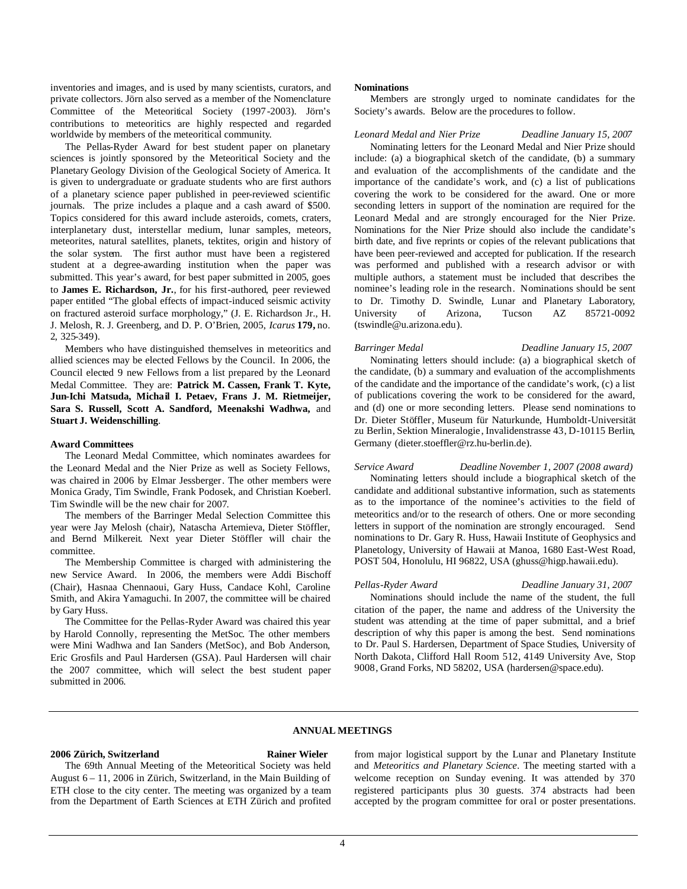inventories and images, and is used by many scientists, curators, and private collectors. Jörn also served as a member of the Nomenclature Committee of the Meteoritical Society (1997-2003). Jörn's contributions to meteoritics are highly respected and regarded worldwide by members of the meteoritical community.

The Pellas-Ryder Award for best student paper on planetary sciences is jointly sponsored by the Meteoritical Society and the Planetary Geology Division of the Geological Society of America. It is given to undergraduate or graduate students who are first authors of a planetary science paper published in peer-reviewed scientific journals. The prize includes a plaque and a cash award of $500. Topics considered for this award include asteroids, comets, craters, interplanetary dust, interstellar medium, lunar samples, meteors, meteorites, natural satellites, planets, tektites, origin and history of the solar system. The first author must have been a registered student at a degree-awarding institution when the paper was submitted. This year's award, for best paper submitted in 2005, goes to **James E. Richardson, Jr.**, for his first-authored, peer reviewed paper entitled "The global effects of impact-induced seismic activity on fractured asteroid surface morphology," (J. E. Richardson Jr., H. J. Melosh, R. J. Greenberg, and D. P. O'Brien, 2005, *Icarus* **179,** no. 2, 325-349).

Members who have distinguished themselves in meteoritics and allied sciences may be elected Fellows by the Council. In 2006, the Council elected 9 new Fellows from a list prepared by the Leonard Medal Committee. They are: **Patrick M. Cassen, Frank T. Kyte, Jun-Ichi Matsuda, Michail I. Petaev, Frans J. M. Rietmeijer, Sara S. Russell, Scott A. Sandford, Meenakshi Wadhwa,** and **Stuart J. Weidenschilling**.

### Award Committees

The Leonard Medal Committee, which nominates awardees for the Leonard Medal and the Nier Prize as well as Society Fellows, was chaired in 2006 by Elmar Jessberger. The other members were Monica Grady, Tim Swindle, Frank Podosek, and Christian Koeberl. Tim Swindle will be the new chair for 2007.

The members of the Barringer Medal Selection Committee this year were Jay Melosh (chair), Natascha Artemieva, Dieter Stöffler, and Bernd Milkereit. Next year Dieter Stöffler will chair the committee.

The Membership Committee is charged with administering the new Service Award. In 2006, the members were Addi Bischoff (Chair), Hasnaa Chennaoui, Gary Huss, Candace Kohl, Caroline Smith, and Akira Yamaguchi. In 2007, the committee will be chaired by Gary Huss.

The Committee for the Pellas-Ryder Award was chaired this year by Harold Connolly, representing the MetSoc. The other members were Mini Wadhwa and Ian Sanders (MetSoc), and Bob Anderson, Eric Grosfils and Paul Hardersen (GSA). Paul Hardersen will chair the 2007 committee, which will select the best student paper submitted in 2006.

### Nominations

Members are strongly urged to nominate candidates for the Society's awards. Below are the procedures to follow.

*Leonard Medal and Nier Prize* — *Deadline January 15, 2007*

Nominating letters for the Leonard Medal and Nier Prize should include: (a) a biographical sketch of the candidate, (b) a summary and evaluation of the accomplishments of the candidate and the importance of the candidate's work, and (c) a list of publications covering the work to be considered for the award. One or more seconding letters in support of the nomination are required for the Leonard Medal and are strongly encouraged for the Nier Prize. Nominations for the Nier Prize should also include the candidate's birth date, and five reprints or copies of the relevant publications that have been peer-reviewed and accepted for publication. If the research was performed and published with a research advisor or with multiple authors, a statement must be included that describes the nominee's leading role in the research. Nominations should be sent to Dr. Timothy D. Swindle, Lunar and Planetary Laboratory, University of Arizona, Tucson AZ 85721-0092 (tswindle@u.arizona.edu).

*Barringer Medal* — *Deadline January 15, 2007*

Nominating letters should include: (a) a biographical sketch of the candidate, (b) a summary and evaluation of the accomplishments of the candidate and the importance of the candidate's work, (c) a list of publications covering the work to be considered for the award, and (d) one or more seconding letters. Please send nominations to Dr. Dieter Stöffler, Museum für Naturkunde, Humboldt-Universität zu Berlin, Sektion Mineralogie, Invalidenstrasse 43, D-10115 Berlin, Germany (dieter.stoeffler@rz.hu-berlin.de).

*Service Award* — *Deadline November 1, 2007 (2008 award)*

Nominating letters should include a biographical sketch of the candidate and additional substantive information, such as statements as to the importance of the nominee's activities to the field of meteoritics and/or to the research of others. One or more seconding letters in support of the nomination are strongly encouraged. Send nominations to Dr. Gary R. Huss, Hawaii Institute of Geophysics and Planetology, University of Hawaii at Manoa, 1680 East-West Road, POST 504, Honolulu, HI 96822, USA (ghuss@higp.hawaii.edu).

*Pellas-Ryder Award* — *Deadline January 31, 2007*

Nominations should include the name of the student, the full citation of the paper, the name and address of the University the student was attending at the time of paper submittal, and a brief description of why this paper is among the best. Send nominations to Dr. Paul S. Hardersen, Department of Space Studies, University of North Dakota, Clifford Hall Room 512, 4149 University Ave, Stop 9008, Grand Forks, ND 58202, USA (hardersen@space.edu).

## ANNUAL MEETINGS

### 2006 Zürich, Switzerland — Rainer Wieler

The 69th Annual Meeting of the Meteoritical Society was held August 6 – 11, 2006 in Zürich, Switzerland, in the Main Building of ETH close to the city center. The meeting was organized by a team from the Department of Earth Sciences at ETH Zürich and profited from major logistical support by the Lunar and Planetary Institute and *Meteoritics and Planetary Science*. The meeting started with a welcome reception on Sunday evening. It was attended by 370 registered participants plus 30 guests. 374 abstracts had been accepted by the program committee for oral or poster presentations.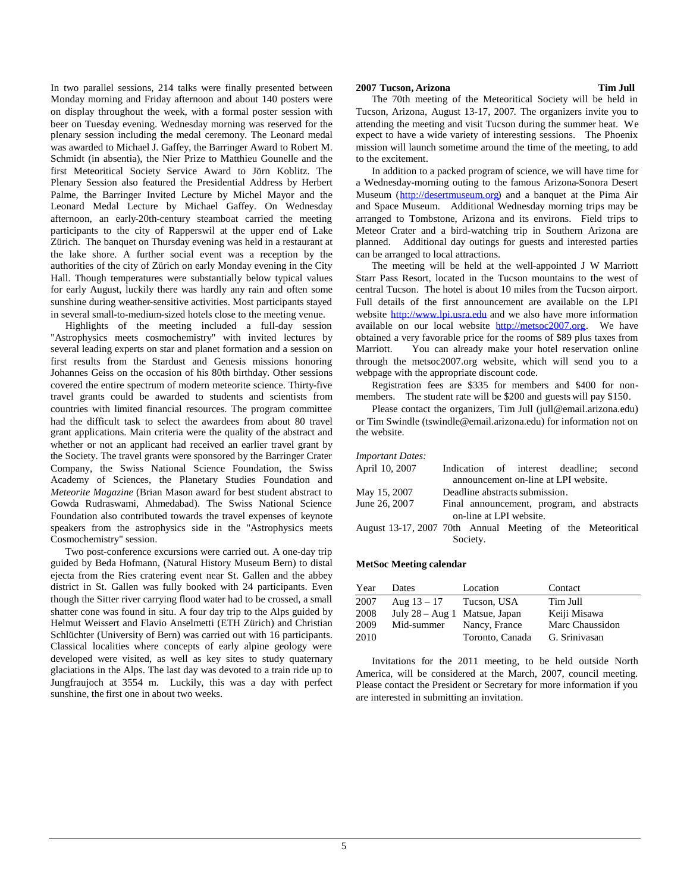In two parallel sessions, 214 talks were finally presented between Monday morning and Friday afternoon and about 140 posters were on display throughout the week, with a formal poster session with beer on Tuesday evening. Wednesday morning was reserved for the plenary session including the medal ceremony. The Leonard medal was awarded to Michael J. Gaffey, the Barringer Award to Robert M. Schmidt (in absentia), the Nier Prize to Matthieu Gounelle and the first Meteoritical Society Service Award to Jörn Koblitz. The Plenary Session also featured the Presidential Address by Herbert Palme, the Barringer Invited Lecture by Michel Mayor and the Leonard Medal Lecture by Michael Gaffey. On Wednesday afternoon, an early-20th-century steamboat carried the meeting participants to the city of Rapperswil at the upper end of Lake Zürich. The banquet on Thursday evening was held in a restaurant at the lake shore. A further social event was a reception by the authorities of the city of Zürich on early Monday evening in the City Hall. Though temperatures were substantially below typical values for early August, luckily there was hardly any rain and often some sunshine during weather-sensitive activities. Most participants stayed in several small-to-medium-sized hotels close to the meeting venue.

Highlights of the meeting included a full-day session "Astrophysics meets cosmochemistry" with invited lectures by several leading experts on star and planet formation and a session on first results from the Stardust and Genesis missions honoring Johannes Geiss on the occasion of his 80th birthday. Other sessions covered the entire spectrum of modern meteorite science. Thirty-five travel grants could be awarded to students and scientists from countries with limited financial resources. The program committee had the difficult task to select the awardees from about 80 travel grant applications. Main criteria were the quality of the abstract and whether or not an applicant had received an earlier travel grant by the Society. The travel grants were sponsored by the Barringer Crater Company, the Swiss National Science Foundation, the Swiss Academy of Sciences, the Planetary Studies Foundation and *Meteorite Magazine* (Brian Mason award for best student abstract to Gowda Rudraswami, Ahmedabad). The Swiss National Science Foundation also contributed towards the travel expenses of keynote speakers from the astrophysics side in the "Astrophysics meets Cosmochemistry" session.

Two post-conference excursions were carried out. A one-day trip guided by Beda Hofmann, (Natural History Museum Bern) to distal ejecta from the Ries cratering event near St. Gallen and the abbey district in St. Gallen was fully booked with 24 participants. Even though the Sitter river carrying flood water had to be crossed, a small shatter cone was found in situ. A four day trip to the Alps guided by Helmut Weissert and Flavio Anselmetti (ETH Zürich) and Christian Schlüchter (University of Bern) was carried out with 16 participants. Classical localities where concepts of early alpine geology were developed were visited, as well as key sites to study quaternary glaciations in the Alps. The last day was devoted to a train ride up to Jungfraujoch at 3554 m. Luckily, this was a day with perfect sunshine, the first one in about two weeks.

**2007 Tucson, Arizona** **Tim Jull**

The 70th meeting of the Meteoritical Society will be held in Tucson, Arizona, August 13-17, 2007. The organizers invite you to attending the meeting and visit Tucson during the summer heat. We expect to have a wide variety of interesting sessions. The Phoenix mission will launch sometime around the time of the meeting, to add to the excitement.

In addition to a packed program of science, we will have time for a Wednesday-morning outing to the famous Arizona-Sonora Desert Museum (http://desertmuseum.org) and a banquet at the Pima Air and Space Museum. Additional Wednesday morning trips may be arranged to Tombstone, Arizona and its environs. Field trips to Meteor Crater and a bird-watching trip in Southern Arizona are planned. Additional day outings for guests and interested parties can be arranged to local attractions.

The meeting will be held at the well-appointed J W Marriott Starr Pass Resort, located in the Tucson mountains to the west of central Tucson. The hotel is about 10 miles from the Tucson airport. Full details of the first announcement are available on the LPI website http://www.lpi.usra.edu and we also have more information available on our local website http://metsoc2007.org. We have obtained a very favorable price for the rooms of $89 plus taxes from Marriott. You can already make your hotel reservation online through the metsoc2007.org website, which will send you to a webpage with the appropriate discount code.

Registration fees are $335 for members and $400 for non-members. The student rate will be $200 and guests will pay $150.

Please contact the organizers, Tim Jull (jull@email.arizona.edu) or Tim Swindle (tswindle@email.arizona.edu) for information not on the website.

*Important Dates:*

| | |
|---|---|
| April 10, 2007 | Indication of interest deadline; second announcement on-line at LPI website. |
| May 15, 2007 | Deadline abstracts submission. |
| June 26, 2007 | Final announcement, program, and abstracts on-line at LPI website. |
| August 13-17, 2007 | 70th Annual Meeting of the Meteoritical Society. |

**MetSoc Meeting calendar**

| Year | Dates | Location | Contact |
|---|---|---|---|
| 2007 | Aug 13 – 17 | Tucson, USA | Tim Jull |
| 2008 | July 28 – Aug 1 | Matsue, Japan | Keiji Misawa |
| 2009 | Mid-summer | Nancy, France | Marc Chaussidon |
| 2010 | | Toronto, Canada | G. Srinivasan |

Invitations for the 2011 meeting, to be held outside North America, will be considered at the March, 2007, council meeting. Please contact the President or Secretary for more information if you are interested in submitting an invitation.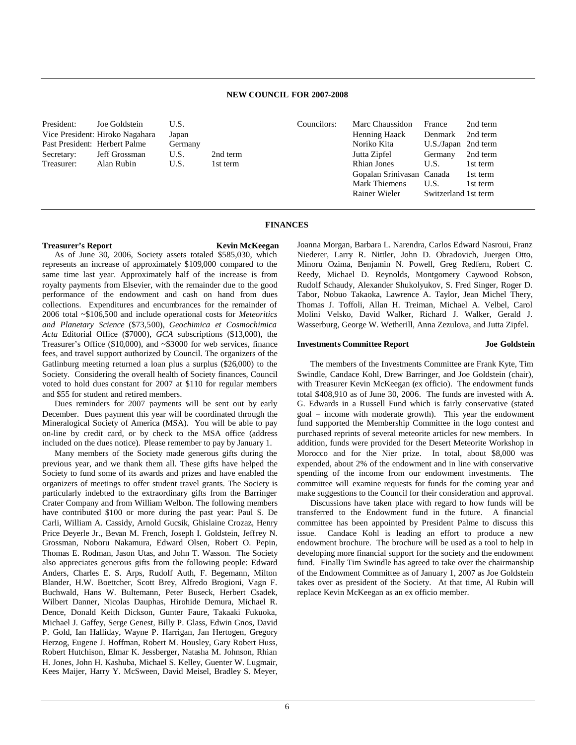## NEW COUNCIL FOR 2007-2008

| | | | |
|---|---|---|---|
| President: | Joe Goldstein | U.S. | |
| Vice President: | Hiroko Nagahara | Japan | |
| Past President: | Herbert Palme | Germany | |
| Secretary: | Jeff Grossman | U.S. | 2nd term |
| Treasurer: | Alan Rubin | U.S. | 1st term |

| | | | |
|---|---|---|---|
| Councilors: | Marc Chaussidon | France | 2nd term |
| | Henning Haack | Denmark | 2nd term |
| | Noriko Kita | U.S./Japan | 2nd term |
| | Jutta Zipfel | Germany | 2nd term |
| | Rhian Jones | U.S. | 1st term |
| | Gopalan Srinivasan | Canada | 1st term |
| | Mark Thiemens | U.S. | 1st term |
| | Rainer Wieler | Switzerland | 1st term |

## FINANCES

### Treasurer's Report — Kevin McKeegan

As of June 30, 2006, Society assets totaled $585,030, which represents an increase of approximately $109,000 compared to the same time last year. Approximately half of the increase is from royalty payments from Elsevier, with the remainder due to the good performance of the endowment and cash on hand from dues collections. Expenditures and encumbrances for the remainder of 2006 total ~$106,500 and include operational costs for *Meteoritics and Planetary Science* ($73,500), *Geochimica et Cosmochimica Acta* Editorial Office ($7000), *GCA* subscriptions ($13,000), the Treasurer's Office ($10,000), and ~$3000 for web services, finance fees, and travel support authorized by Council. The organizers of the Gatlinburg meeting returned a loan plus a surplus ($26,000) to the Society. Considering the overall health of Society finances, Council voted to hold dues constant for 2007 at $110 for regular members and $55 for student and retired members.

Dues reminders for 2007 payments will be sent out by early December. Dues payment this year will be coordinated through the Mineralogical Society of America (MSA). You will be able to pay on-line by credit card, or by check to the MSA office (address included on the dues notice). Please remember to pay by January 1.

Many members of the Society made generous gifts during the previous year, and we thank them all. These gifts have helped the Society to fund some of its awards and prizes and have enabled the organizers of meetings to offer student travel grants. The Society is particularly indebted to the extraordinary gifts from the Barringer Crater Company and from William Welbon. The following members have contributed $100 or more during the past year: Paul S. De Carli, William A. Cassidy, Arnold Gucsik, Ghislaine Crozaz, Henry Price Deyerle Jr., Bevan M. French, Joseph I. Goldstein, Jeffrey N. Grossman, Noboru Nakamura, Edward Olsen, Robert O. Pepin, Thomas E. Rodman, Jason Utas, and John T. Wasson. The Society also appreciates generous gifts from the following people: Edward Anders, Charles E. S. Arps, Rudolf Auth, F. Begemann, Milton Blander, H.W. Boettcher, Scott Brey, Alfredo Brogioni, Vagn F. Buchwald, Hans W. Bultemann, Peter Buseck, Herbert Csadek, Wilbert Danner, Nicolas Dauphas, Hirohide Demura, Michael R. Dence, Donald Keith Dickson, Gunter Faure, Takaaki Fukuoka, Michael J. Gaffey, Serge Genest, Billy P. Glass, Edwin Gnos, David P. Gold, Ian Halliday, Wayne P. Harrigan, Jan Hertogen, Gregory Herzog, Eugene J. Hoffman, Robert M. Housley, Gary Robert Huss, Robert Hutchison, Elmar K. Jessberger, Natasha M. Johnson, Rhian H. Jones, John H. Kashuba, Michael S. Kelley, Guenter W. Lugmair, Kees Maijer, Harry Y. McSween, David Meisel, Bradley S. Meyer, Joanna Morgan, Barbara L. Narendra, Carlos Edward Nasroui, Franz Niederer, Larry R. Nittler, John D. Obradovich, Juergen Otto, Minoru Ozima, Benjamin N. Powell, Greg Redfern, Robert C. Reedy, Michael D. Reynolds, Montgomery Caywood Robson, Rudolf Schaudy, Alexander Shukolyukov, S. Fred Singer, Roger D. Tabor, Nobuo Takaoka, Lawrence A. Taylor, Jean Michel Thery, Thomas J. Toffoli, Allan H. Treiman, Michael A. Velbel, Carol Molini Velsko, David Walker, Richard J. Walker, Gerald J. Wasserburg, George W. Wetherill, Anna Zezulova, and Jutta Zipfel.

### Investments Committee Report — Joe Goldstein

The members of the Investments Committee are Frank Kyte, Tim Swindle, Candace Kohl, Drew Barringer, and Joe Goldstein (chair), with Treasurer Kevin McKeegan (ex officio). The endowment funds total $408,910 as of June 30, 2006. The funds are invested with A. G. Edwards in a Russell Fund which is fairly conservative (stated goal – income with moderate growth). This year the endowment fund supported the Membership Committee in the logo contest and purchased reprints of several meteorite articles for new members. In addition, funds were provided for the Desert Meteorite Workshop in Morocco and for the Nier prize. In total, about $8,000 was expended, about 2% of the endowment and in line with conservative spending of the income from our endowment investments. The committee will examine requests for funds for the coming year and make suggestions to the Council for their consideration and approval.

Discussions have taken place with regard to how funds will be transferred to the Endowment fund in the future. A financial committee has been appointed by President Palme to discuss this issue. Candace Kohl is leading an effort to produce a new endowment brochure. The brochure will be used as a tool to help in developing more financial support for the society and the endowment fund. Finally Tim Swindle has agreed to take over the chairmanship of the Endowment Committee as of January 1, 2007 as Joe Goldstein takes over as president of the Society. At that time, Al Rubin will replace Kevin McKeegan as an ex officio member.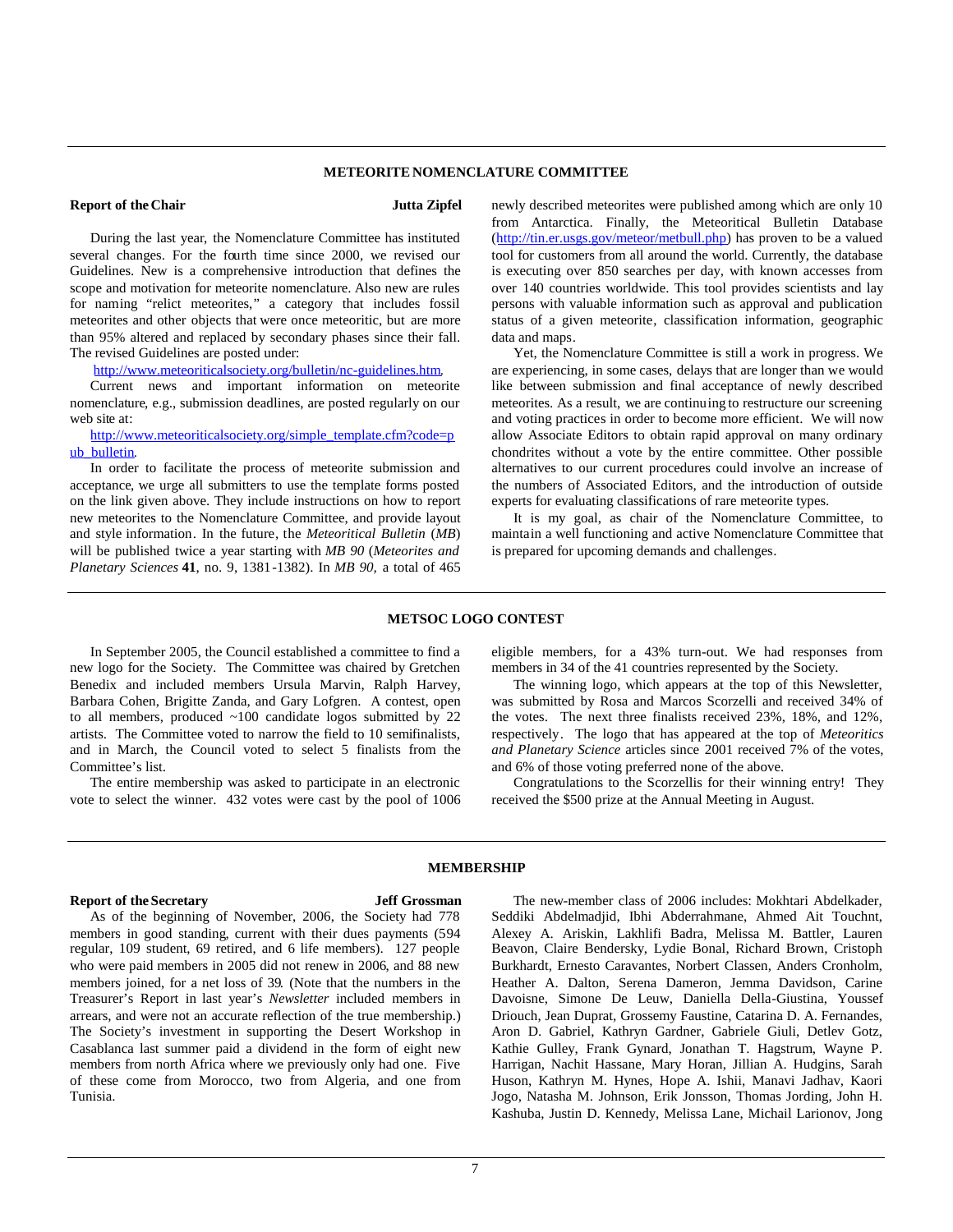## METEORITE NOMENCLATURE COMMITTEE

**Report of the Chair** **Jutta Zipfel**

During the last year, the Nomenclature Committee has instituted several changes. For the fourth time since 2000, we revised our Guidelines. New is a comprehensive introduction that defines the scope and motivation for meteorite nomenclature. Also new are rules for naming "relict meteorites," a category that includes fossil meteorites and other objects that were once meteoritic, but are more than 95% altered and replaced by secondary phases since their fall. The revised Guidelines are posted under:

http://www.meteoriticalsociety.org/bulletin/nc-guidelines.htm.

Current news and important information on meteorite nomenclature, e.g., submission deadlines, are posted regularly on our web site at:

http://www.meteoriticalsociety.org/simple_template.cfm?code=pub_bulletin.

In order to facilitate the process of meteorite submission and acceptance, we urge all submitters to use the template forms posted on the link given above. They include instructions on how to report new meteorites to the Nomenclature Committee, and provide layout and style information. In the future, the *Meteoritical Bulletin* (*MB*) will be published twice a year starting with *MB 90* (*Meteorites and Planetary Sciences* **41**, no. 9, 1381-1382). In *MB 90*, a total of 465 newly described meteorites were published among which are only 10 from Antarctica. Finally, the Meteoritical Bulletin Database (http://tin.er.usgs.gov/meteor/metbull.php) has proven to be a valued tool for customers from all around the world. Currently, the database is executing over 850 searches per day, with known accesses from over 140 countries worldwide. This tool provides scientists and lay persons with valuable information such as approval and publication status of a given meteorite, classification information, geographic data and maps.

Yet, the Nomenclature Committee is still a work in progress. We are experiencing, in some cases, delays that are longer than we would like between submission and final acceptance of newly described meteorites. As a result, we are continuing to restructure our screening and voting practices in order to become more efficient. We will now allow Associate Editors to obtain rapid approval on many ordinary chondrites without a vote by the entire committee. Other possible alternatives to our current procedures could involve an increase of the numbers of Associated Editors, and the introduction of outside experts for evaluating classifications of rare meteorite types.

It is my goal, as chair of the Nomenclature Committee, to maintain a well functioning and active Nomenclature Committee that is prepared for upcoming demands and challenges.

## METSOC LOGO CONTEST

In September 2005, the Council established a committee to find a new logo for the Society. The Committee was chaired by Gretchen Benedix and included members Ursula Marvin, Ralph Harvey, Barbara Cohen, Brigitte Zanda, and Gary Lofgren. A contest, open to all members, produced ~100 candidate logos submitted by 22 artists. The Committee voted to narrow the field to 10 semifinalists, and in March, the Council voted to select 5 finalists from the Committee's list.

The entire membership was asked to participate in an electronic vote to select the winner. 432 votes were cast by the pool of 1006 eligible members, for a 43% turn-out. We had responses from members in 34 of the 41 countries represented by the Society.

The winning logo, which appears at the top of this Newsletter, was submitted by Rosa and Marcos Scorzelli and received 34% of the votes. The next three finalists received 23%, 18%, and 12%, respectively. The logo that has appeared at the top of *Meteoritics and Planetary Science* articles since 2001 received 7% of the votes, and 6% of those voting preferred none of the above.

Congratulations to the Scorzellis for their winning entry! They received the $500 prize at the Annual Meeting in August.

## MEMBERSHIP

**Report of the Secretary** **Jeff Grossman**

As of the beginning of November, 2006, the Society had 778 members in good standing, current with their dues payments (594 regular, 109 student, 69 retired, and 6 life members). 127 people who were paid members in 2005 did not renew in 2006, and 88 new members joined, for a net loss of 39. (Note that the numbers in the Treasurer's Report in last year's *Newsletter* included members in arrears, and were not an accurate reflection of the true membership.) The Society's investment in supporting the Desert Workshop in Casablanca last summer paid a dividend in the form of eight new members from north Africa where we previously only had one. Five of these come from Morocco, two from Algeria, and one from Tunisia.

The new-member class of 2006 includes: Mokhtari Abdelkader, Seddiki Abdelmadjid, Ibhi Abderrahmane, Ahmed Ait Touchnt, Alexey A. Ariskin, Lakhlifi Badra, Melissa M. Battler, Lauren Beavon, Claire Bendersky, Lydie Bonal, Richard Brown, Cristoph Burkhardt, Ernesto Caravantes, Norbert Classen, Anders Cronholm, Heather A. Dalton, Serena Dameron, Jemma Davidson, Carine Davoisne, Simone De Leuw, Daniella Della-Giustina, Youssef Driouch, Jean Duprat, Grossemy Faustine, Catarina D. A. Fernandes, Aron D. Gabriel, Kathryn Gardner, Gabriele Giuli, Detlev Gotz, Kathie Gulley, Frank Gynard, Jonathan T. Hagstrum, Wayne P. Harrigan, Nachit Hassane, Mary Horan, Jillian A. Hudgins, Sarah Huson, Kathryn M. Hynes, Hope A. Ishii, Manavi Jadhav, Kaori Jogo, Natasha M. Johnson, Erik Jonsson, Thomas Jording, John H. Kashuba, Justin D. Kennedy, Melissa Lane, Michail Larionov, Jong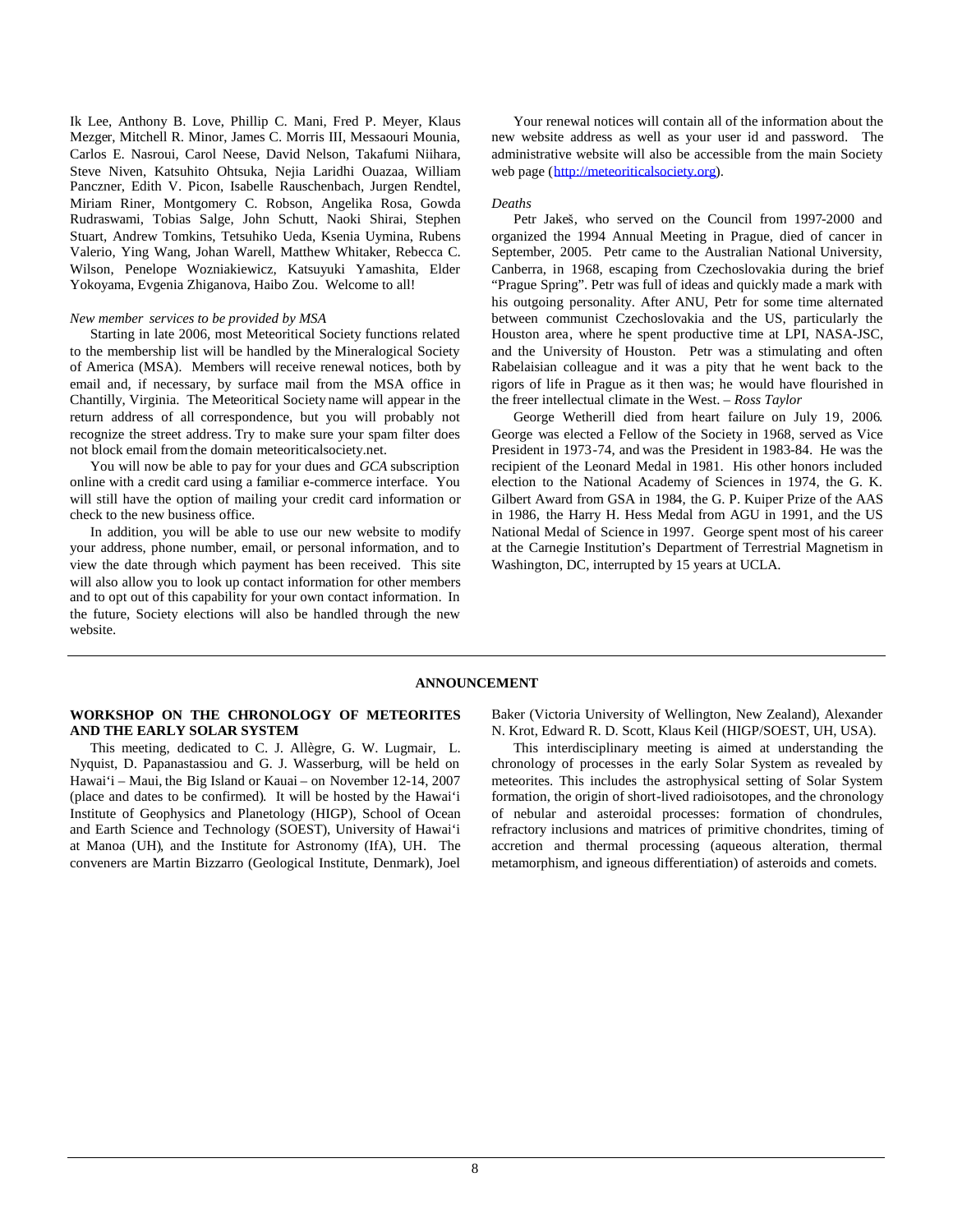Ik Lee, Anthony B. Love, Phillip C. Mani, Fred P. Meyer, Klaus Mezger, Mitchell R. Minor, James C. Morris III, Messaouri Mounia, Carlos E. Nasroui, Carol Neese, David Nelson, Takafumi Niihara, Steve Niven, Katsuhito Ohtsuka, Nejia Laridhi Ouazaa, William Panczner, Edith V. Picon, Isabelle Rauschenbach, Jurgen Rendtel, Miriam Riner, Montgomery C. Robson, Angelika Rosa, Gowda Rudraswami, Tobias Salge, John Schutt, Naoki Shirai, Stephen Stuart, Andrew Tomkins, Tetsuhiko Ueda, Ksenia Uymina, Rubens Valerio, Ying Wang, Johan Warell, Matthew Whitaker, Rebecca C. Wilson, Penelope Wozniakiewicz, Katsuyuki Yamashita, Elder Yokoyama, Evgenia Zhiganova, Haibo Zou. Welcome to all!

*New member services to be provided by MSA*

Starting in late 2006, most Meteoritical Society functions related to the membership list will be handled by the Mineralogical Society of America (MSA). Members will receive renewal notices, both by email and, if necessary, by surface mail from the MSA office in Chantilly, Virginia. The Meteoritical Society name will appear in the return address of all correspondence, but you will probably not recognize the street address. Try to make sure your spam filter does not block email from the domain meteoriticalsociety.net.

You will now be able to pay for your dues and *GCA* subscription online with a credit card using a familiar e-commerce interface. You will still have the option of mailing your credit card information or check to the new business office.

In addition, you will be able to use our new website to modify your address, phone number, email, or personal information, and to view the date through which payment has been received. This site will also allow you to look up contact information for other members and to opt out of this capability for your own contact information. In the future, Society elections will also be handled through the new website.

Your renewal notices will contain all of the information about the new website address as well as your user id and password. The administrative website will also be accessible from the main Society web page (http://meteoriticalsociety.org).

*Deaths*

Petr Jakeš, who served on the Council from 1997-2000 and organized the 1994 Annual Meeting in Prague, died of cancer in September, 2005. Petr came to the Australian National University, Canberra, in 1968, escaping from Czechoslovakia during the brief "Prague Spring". Petr was full of ideas and quickly made a mark with his outgoing personality. After ANU, Petr for some time alternated between communist Czechoslovakia and the US, particularly the Houston area, where he spent productive time at LPI, NASA-JSC, and the University of Houston. Petr was a stimulating and often Rabelaisian colleague and it was a pity that he went back to the rigors of life in Prague as it then was; he would have flourished in the freer intellectual climate in the West. – *Ross Taylor*

George Wetherill died from heart failure on July 19, 2006. George was elected a Fellow of the Society in 1968, served as Vice President in 1973-74, and was the President in 1983-84. He was the recipient of the Leonard Medal in 1981. His other honors included election to the National Academy of Sciences in 1974, the G. K. Gilbert Award from GSA in 1984, the G. P. Kuiper Prize of the AAS in 1986, the Harry H. Hess Medal from AGU in 1991, and the US National Medal of Science in 1997. George spent most of his career at the Carnegie Institution's Department of Terrestrial Magnetism in Washington, DC, interrupted by 15 years at UCLA.

## ANNOUNCEMENT

**WORKSHOP ON THE CHRONOLOGY OF METEORITES AND THE EARLY SOLAR SYSTEM**

This meeting, dedicated to C. J. Allègre, G. W. Lugmair, L. Nyquist, D. Papanastassiou and G. J. Wasserburg, will be held on Hawai'i – Maui, the Big Island or Kauai – on November 12-14, 2007 (place and dates to be confirmed). It will be hosted by the Hawai'i Institute of Geophysics and Planetology (HIGP), School of Ocean and Earth Science and Technology (SOEST), University of Hawai'i at Manoa (UH), and the Institute for Astronomy (IfA), UH. The conveners are Martin Bizzarro (Geological Institute, Denmark), Joel Baker (Victoria University of Wellington, New Zealand), Alexander N. Krot, Edward R. D. Scott, Klaus Keil (HIGP/SOEST, UH, USA).

This interdisciplinary meeting is aimed at understanding the chronology of processes in the early Solar System as revealed by meteorites. This includes the astrophysical setting of Solar System formation, the origin of short-lived radioisotopes, and the chronology of nebular and asteroidal processes: formation of chondrules, refractory inclusions and matrices of primitive chondrites, timing of accretion and thermal processing (aqueous alteration, thermal metamorphism, and igneous differentiation) of asteroids and comets.